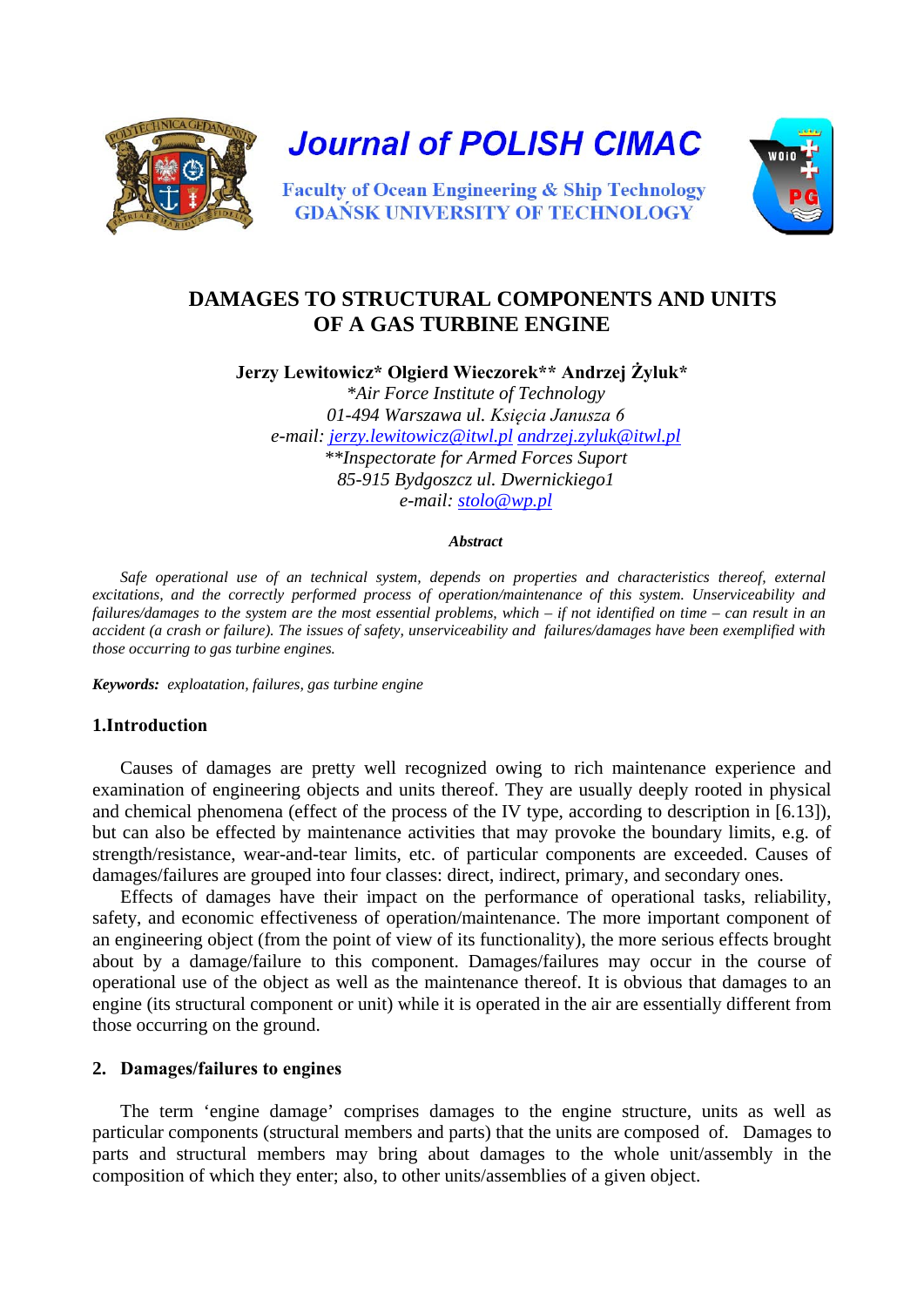# Journal of POLISH CIMAC

Faculty of Ocean Engineering & Ship Technology
GDAŃSK UNIVERSITY OF TECHNOLOGY

## DAMAGES TO STRUCTURAL COMPONENTS AND UNITS OF A GAS TURBINE ENGINE

**Jerzy Lewitowicz\* Olgierd Wieczorek\*\* Andrzej Żyluk\***

*\*Air Force Institute of Technology*
*01-494 Warszawa ul. Księcia Janusza 6*
*e-mail: jerzy.lewitowicz@itwl.pl andrzej.zyluk@itwl.pl*
*\*\*Inspectorate for Armed Forces Suport*
*85-915 Bydgoszcz ul. Dwernickiego1*
*e-mail: stolo@wp.pl*

***Abstract***

*Safe operational use of an technical system, depends on properties and characteristics thereof, external excitations, and the correctly performed process of operation/maintenance of this system. Unserviceability and failures/damages to the system are the most essential problems, which – if not identified on time – can result in an accident (a crash or failure). The issues of safety, unserviceability and failures/damages have been exemplified with those occurring to gas turbine engines.*

***Keywords:*** *exploatation, failures, gas turbine engine*

### 1.Introduction

Causes of damages are pretty well recognized owing to rich maintenance experience and examination of engineering objects and units thereof. They are usually deeply rooted in physical and chemical phenomena (effect of the process of the IV type, according to description in [6.13]), but can also be effected by maintenance activities that may provoke the boundary limits, e.g. of strength/resistance, wear-and-tear limits, etc. of particular components are exceeded. Causes of damages/failures are grouped into four classes: direct, indirect, primary, and secondary ones.

Effects of damages have their impact on the performance of operational tasks, reliability, safety, and economic effectiveness of operation/maintenance. The more important component of an engineering object (from the point of view of its functionality), the more serious effects brought about by a damage/failure to this component. Damages/failures may occur in the course of operational use of the object as well as the maintenance thereof. It is obvious that damages to an engine (its structural component or unit) while it is operated in the air are essentially different from those occurring on the ground.

### 2. Damages/failures to engines

The term 'engine damage' comprises damages to the engine structure, units as well as particular components (structural members and parts) that the units are composed of. Damages to parts and structural members may bring about damages to the whole unit/assembly in the composition of which they enter; also, to other units/assemblies of a given object.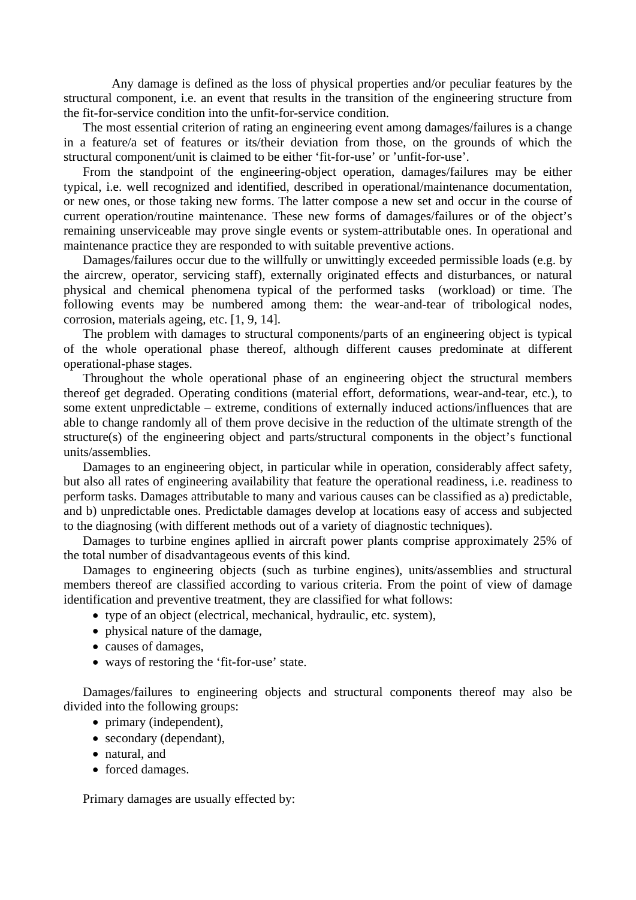Any damage is defined as the loss of physical properties and/or peculiar features by the structural component, i.e. an event that results in the transition of the engineering structure from the fit-for-service condition into the unfit-for-service condition.

The most essential criterion of rating an engineering event among damages/failures is a change in a feature/a set of features or its/their deviation from those, on the grounds of which the structural component/unit is claimed to be either 'fit-for-use' or 'unfit-for-use'.

From the standpoint of the engineering-object operation, damages/failures may be either typical, i.e. well recognized and identified, described in operational/maintenance documentation, or new ones, or those taking new forms. The latter compose a new set and occur in the course of current operation/routine maintenance. These new forms of damages/failures or of the object's remaining unserviceable may prove single events or system-attributable ones. In operational and maintenance practice they are responded to with suitable preventive actions.

Damages/failures occur due to the willfully or unwittingly exceeded permissible loads (e.g. by the aircrew, operator, servicing staff), externally originated effects and disturbances, or natural physical and chemical phenomena typical of the performed tasks (workload) or time. The following events may be numbered among them: the wear-and-tear of tribological nodes, corrosion, materials ageing, etc. [1, 9, 14].

The problem with damages to structural components/parts of an engineering object is typical of the whole operational phase thereof, although different causes predominate at different operational-phase stages.

Throughout the whole operational phase of an engineering object the structural members thereof get degraded. Operating conditions (material effort, deformations, wear-and-tear, etc.), to some extent unpredictable – extreme, conditions of externally induced actions/influences that are able to change randomly all of them prove decisive in the reduction of the ultimate strength of the structure(s) of the engineering object and parts/structural components in the object's functional units/assemblies.

Damages to an engineering object, in particular while in operation, considerably affect safety, but also all rates of engineering availability that feature the operational readiness, i.e. readiness to perform tasks. Damages attributable to many and various causes can be classified as a) predictable, and b) unpredictable ones. Predictable damages develop at locations easy of access and subjected to the diagnosing (with different methods out of a variety of diagnostic techniques).

Damages to turbine engines apllied in aircraft power plants comprise approximately 25% of the total number of disadvantageous events of this kind.

Damages to engineering objects (such as turbine engines), units/assemblies and structural members thereof are classified according to various criteria. From the point of view of damage identification and preventive treatment, they are classified for what follows:

- type of an object (electrical, mechanical, hydraulic, etc. system),
- physical nature of the damage,
- causes of damages,
- ways of restoring the 'fit-for-use' state.

Damages/failures to engineering objects and structural components thereof may also be divided into the following groups:

- primary (independent),
- secondary (dependant),
- natural, and
- forced damages.

Primary damages are usually effected by: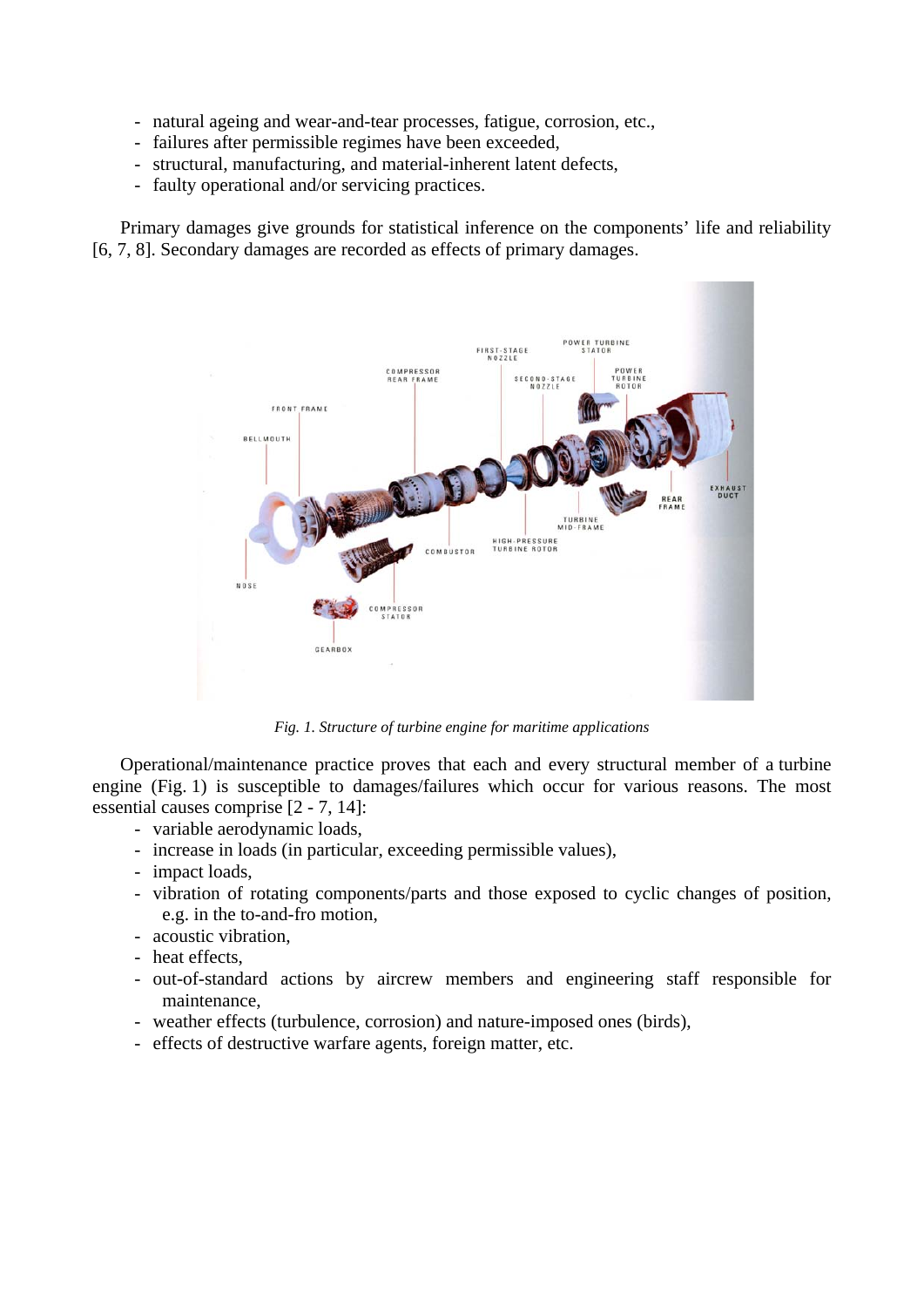- natural ageing and wear-and-tear processes, fatigue, corrosion, etc.,
- failures after permissible regimes have been exceeded,
- structural, manufacturing, and material-inherent latent defects,
- faulty operational and/or servicing practices.

Primary damages give grounds for statistical inference on the components' life and reliability [6, 7, 8]. Secondary damages are recorded as effects of primary damages.

*Fig. 1. Structure of turbine engine for maritime applications*

Operational/maintenance practice proves that each and every structural member of a turbine engine (Fig. 1) is susceptible to damages/failures which occur for various reasons. The most essential causes comprise [2 - 7, 14]:

- variable aerodynamic loads,
- increase in loads (in particular, exceeding permissible values),
- impact loads,
- vibration of rotating components/parts and those exposed to cyclic changes of position, e.g. in the to-and-fro motion,
- acoustic vibration,
- heat effects,
- out-of-standard actions by aircrew members and engineering staff responsible for maintenance,
- weather effects (turbulence, corrosion) and nature-imposed ones (birds),
- effects of destructive warfare agents, foreign matter, etc.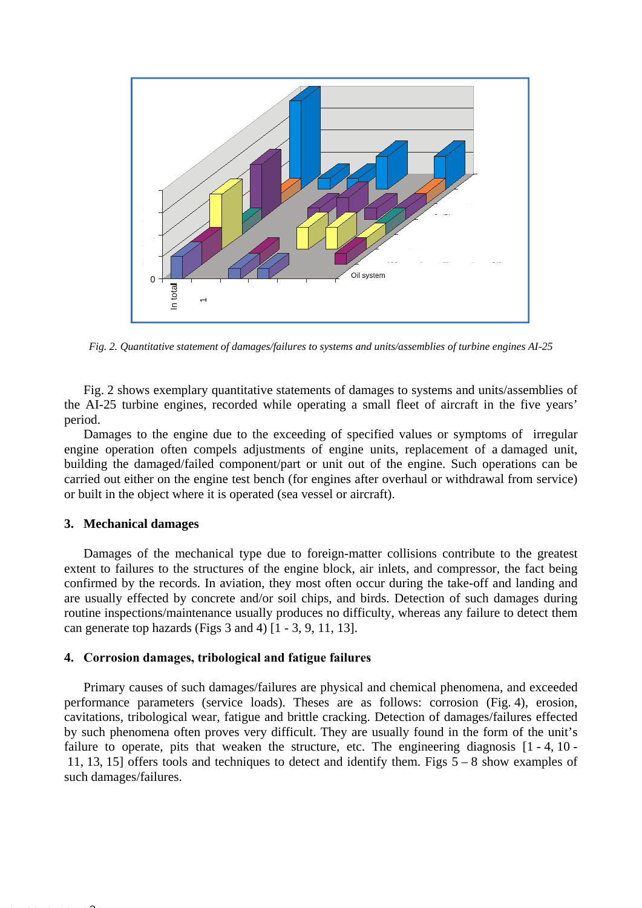*Fig. 2. Quantitative statement of damages/failures to systems and units/assemblies of turbine engines AI-25*

Fig. 2 shows exemplary quantitative statements of damages to systems and units/assemblies of the AI-25 turbine engines, recorded while operating a small fleet of aircraft in the five years' period.

Damages to the engine due to the exceeding of specified values or symptoms of irregular engine operation often compels adjustments of engine units, replacement of a damaged unit, building the damaged/failed component/part or unit out of the engine. Such operations can be carried out either on the engine test bench (for engines after overhaul or withdrawal from service) or built in the object where it is operated (sea vessel or aircraft).

### 3. Mechanical damages

Damages of the mechanical type due to foreign-matter collisions contribute to the greatest extent to failures to the structures of the engine block, air inlets, and compressor, the fact being confirmed by the records. In aviation, they most often occur during the take-off and landing and are usually effected by concrete and/or soil chips, and birds. Detection of such damages during routine inspections/maintenance usually produces no difficulty, whereas any failure to detect them can generate top hazards (Figs 3 and 4) [1 - 3, 9, 11, 13].

### 4. Corrosion damages, tribological and fatigue failures

Primary causes of such damages/failures are physical and chemical phenomena, and exceeded performance parameters (service loads). Theses are as follows: corrosion (Fig. 4), erosion, cavitations, tribological wear, fatigue and brittle cracking. Detection of damages/failures effected by such phenomena often proves very difficult. They are usually found in the form of the unit's failure to operate, pits that weaken the structure, etc. The engineering diagnosis [1 - 4, 10 - 11, 13, 15] offers tools and techniques to detect and identify them. Figs 5 – 8 show examples of such damages/failures.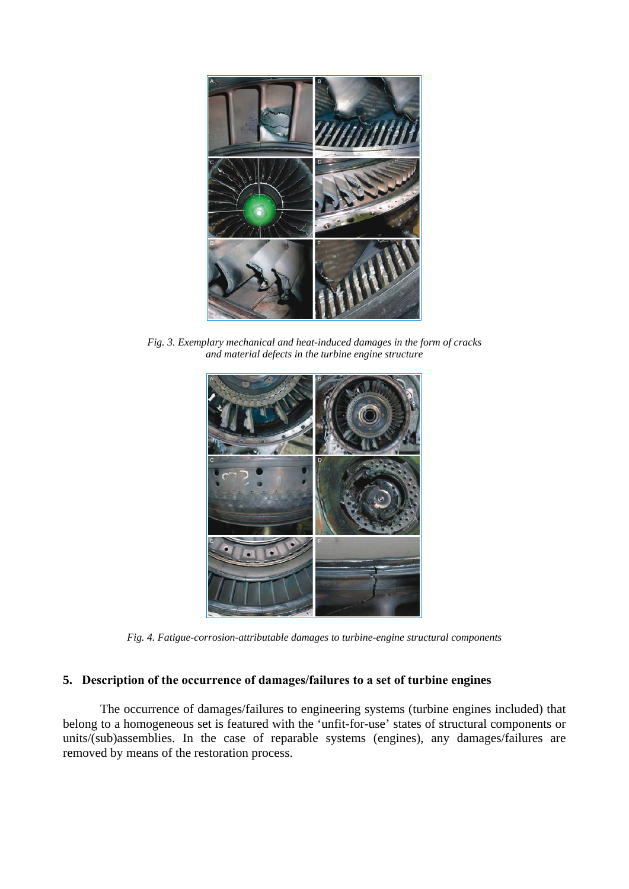*Fig. 3. Exemplary mechanical and heat-induced damages in the form of cracks and material defects in the turbine engine structure*

*Fig. 4. Fatigue-corrosion-attributable damages to turbine-engine structural components*

## 5. Description of the occurrence of damages/failures to a set of turbine engines

The occurrence of damages/failures to engineering systems (turbine engines included) that belong to a homogeneous set is featured with the 'unfit-for-use' states of structural components or units/(sub)assemblies. In the case of reparable systems (engines), any damages/failures are removed by means of the restoration process.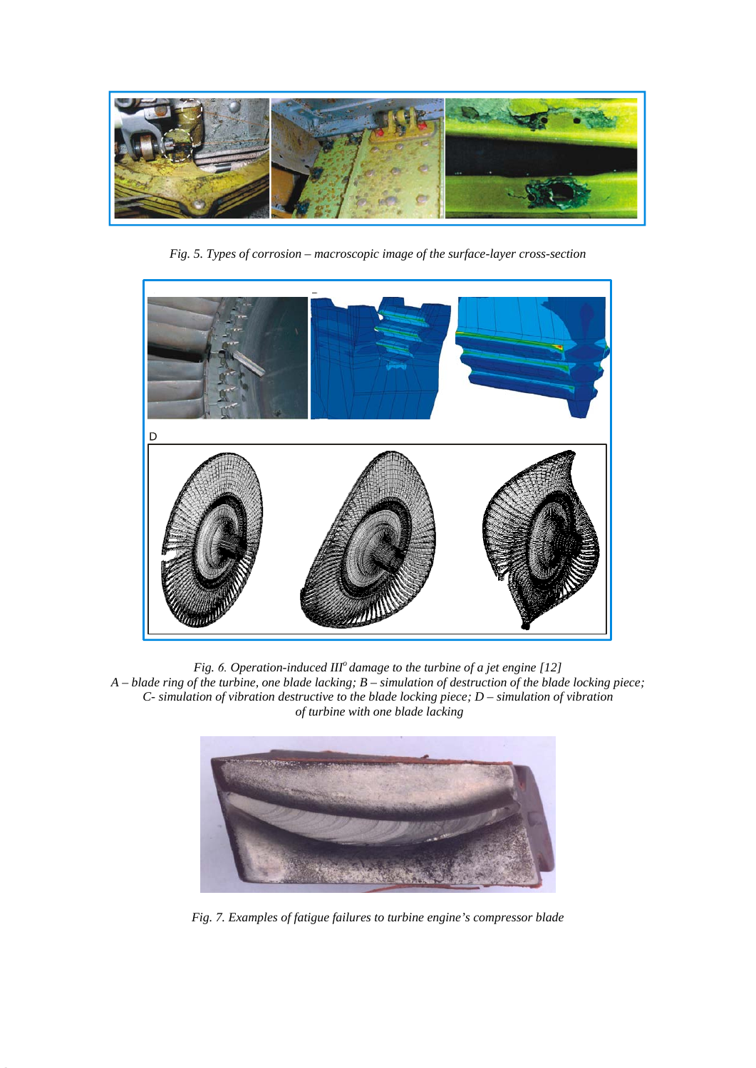*Fig. 5. Types of corrosion – macroscopic image of the surface-layer cross-section*

*Fig. 6. Operation-induced III° damage to the turbine of a jet engine [12]*
*A – blade ring of the turbine, one blade lacking; B – simulation of destruction of the blade locking piece; C- simulation of vibration destructive to the blade locking piece; D – simulation of vibration of turbine with one blade lacking*

*Fig. 7. Examples of fatigue failures to turbine engine's compressor blade*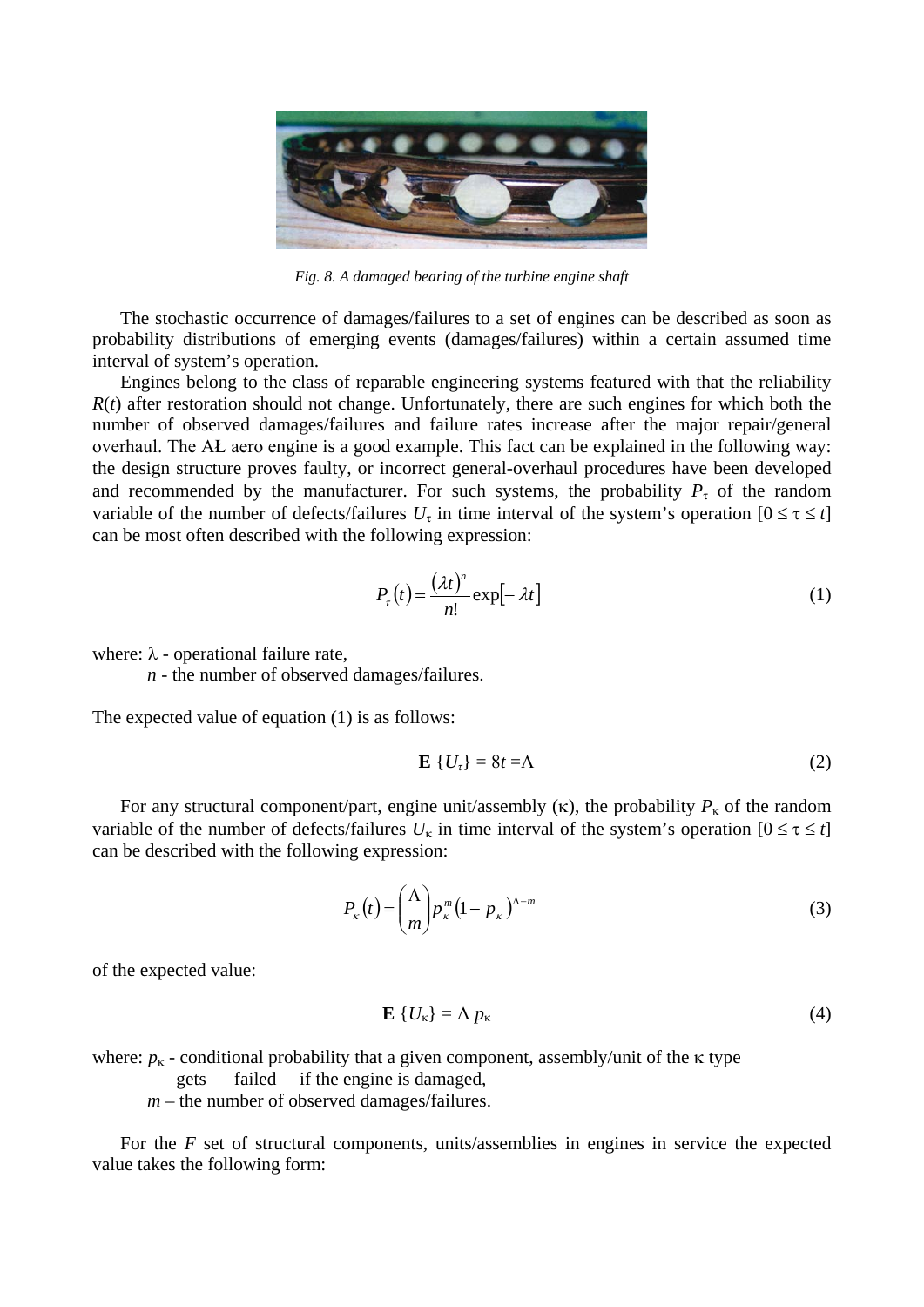*Fig. 8. A damaged bearing of the turbine engine shaft*

The stochastic occurrence of damages/failures to a set of engines can be described as soon as probability distributions of emerging events (damages/failures) within a certain assumed time interval of system's operation.

Engines belong to the class of reparable engineering systems featured with that the reliability $R(t)$ after restoration should not change. Unfortunately, there are such engines for which both the number of observed damages/failures and failure rates increase after the major repair/general overhaul. The AŁ aero engine is a good example. This fact can be explained in the following way: the design structure proves faulty, or incorrect general-overhaul procedures have been developed and recommended by the manufacturer. For such systems, the probability $P_\tau$ of the random variable of the number of defects/failures $U_\tau$ in time interval of the system's operation $[0 \le \tau \le t]$ can be most often described with the following expression:

$$P_\tau(t) = \frac{(\lambda t)^n}{n!} \exp[-\lambda t] \tag{1}$$

where: $\lambda$ - operational failure rate,
*n* - the number of observed damages/failures.

The expected value of equation (1) is as follows:

$$\mathbf{E}\{U_\tau\} = 8t = \Lambda \tag{2}$$

For any structural component/part, engine unit/assembly ($\kappa$), the probability $P_\kappa$ of the random variable of the number of defects/failures $U_\kappa$ in time interval of the system's operation $[0 \le \tau \le t]$ can be described with the following expression:

$$P_\kappa(t) = \binom{\Lambda}{m} p_\kappa^m (1 - p_\kappa)^{\Lambda - m} \tag{3}$$

of the expected value:

$$\mathbf{E}\{U_\kappa\} = \Lambda\, p_\kappa \tag{4}$$

where: $p_\kappa$ - conditional probability that a given component, assembly/unit of the $\kappa$ type gets failed if the engine is damaged,
*m* – the number of observed damages/failures.

For the *F* set of structural components, units/assemblies in engines in service the expected value takes the following form: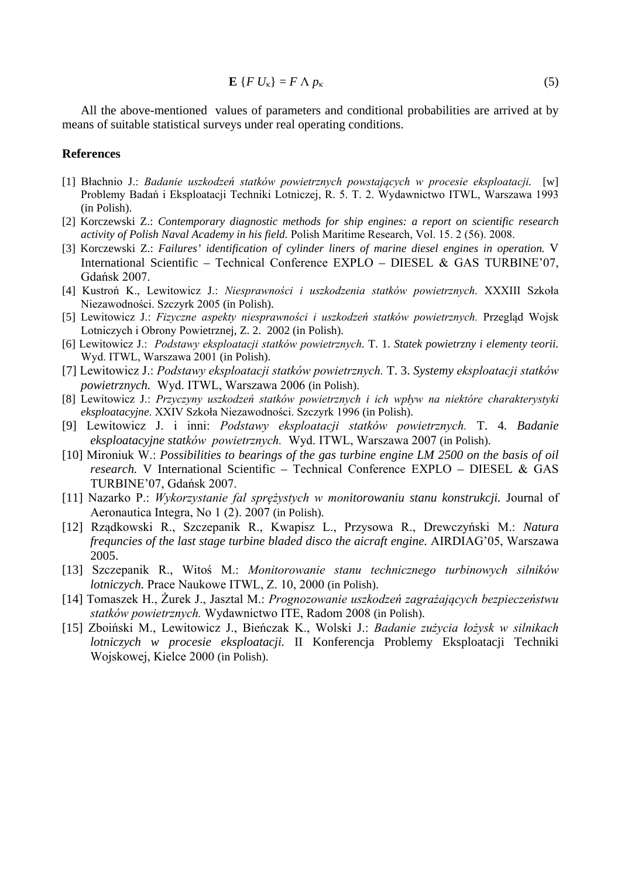$$\mathbf{E}\,\{F\,U_\kappa\} = F\,\Lambda\,p_\kappa \tag{5}$$

All the above-mentioned values of parameters and conditional probabilities are arrived at by means of suitable statistical surveys under real operating conditions.

**References**

[1] Błachnio J.: *Badanie uszkodzeń statków powietrznych powstających w procesie eksploatacji.* [w] Problemy Badań i Eksploatacji Techniki Lotniczej, R. 5. T. 2. Wydawnictwo ITWL, Warszawa 1993 (in Polish).

[2] Korczewski Z.: *Contemporary diagnostic methods for ship engines: a report on scientific research activity of Polish Naval Academy in his field.* Polish Maritime Research, Vol. 15. 2 (56). 2008.

[3] Korczewski Z.: *Failures' identification of cylinder liners of marine diesel engines in operation.* V International Scientific – Technical Conference EXPLO – DIESEL & GAS TURBINE'07, Gdańsk 2007.

[4] Kustroń K., Lewitowicz J.: *Niesprawności i uszkodzenia statków powietrznych*. XXXIII Szkoła Niezawodności. Szczyrk 2005 (in Polish).

[5] Lewitowicz J.: *Fizyczne aspekty niesprawności i uszkodzeń statków powietrznych.* Przegląd Wojsk Lotniczych i Obrony Powietrznej, Z. 2. 2002 (in Polish).

[6] Lewitowicz J.: *Podstawy eksploatacji statków powietrznych*. T. 1. *Statek powietrzny i elementy teorii.* Wyd. ITWL, Warszawa 2001 (in Polish).

[7] Lewitowicz J.: *Podstawy eksploatacji statków powietrznych.* T. 3. *Systemy eksploatacji statków powietrznych.* Wyd. ITWL, Warszawa 2006 (in Polish).

[8] Lewitowicz J.: *Przyczyny uszkodzeń statków powietrznych i ich wpływ na niektóre charakterystyki eksploatacyjne*. XXIV Szkoła Niezawodności. Szczyrk 1996 (in Polish).

[9] Lewitowicz J. i inni: *Podstawy eksploatacji statków powietrznych.* T. 4. *Badanie eksploatacyjne statków powietrznych.* Wyd. ITWL, Warszawa 2007 (in Polish).

[10] Mironiuk W.: *Possibilities to bearings of the gas turbine engine LM 2500 on the basis of oil research.* V International Scientific – Technical Conference EXPLO – DIESEL & GAS TURBINE'07, Gdańsk 2007.

[11] Nazarko P.: *Wykorzystanie fal sprężystych w monitorowaniu stanu konstrukcji.* Journal of Aeronautica Integra, No 1 (2). 2007 (in Polish).

[12] Rządkowski R., Szczepanik R., Kwapisz L., Przysowa R., Drewczyński M.: *Natura frequncies of the last stage turbine bladed disco the aicraft engine.* AIRDIAG'05, Warszawa 2005.

[13] Szczepanik R., Witoś M.: *Monitorowanie stanu technicznego turbinowych silników lotniczych.* Prace Naukowe ITWL, Z. 10, 2000 (in Polish).

[14] Tomaszek H., Żurek J., Jasztal M.: *Prognozowanie uszkodzeń zagrażających bezpieczeństwu statków powietrznych.* Wydawnictwo ITE, Radom 2008 (in Polish).

[15] Zboiński M., Lewitowicz J., Bieńczak K., Wolski J.: *Badanie zużycia łożysk w silnikach lotniczych w procesie eksploatacji.* II Konferencja Problemy Eksploatacji Techniki Wojskowej, Kielce 2000 (in Polish).